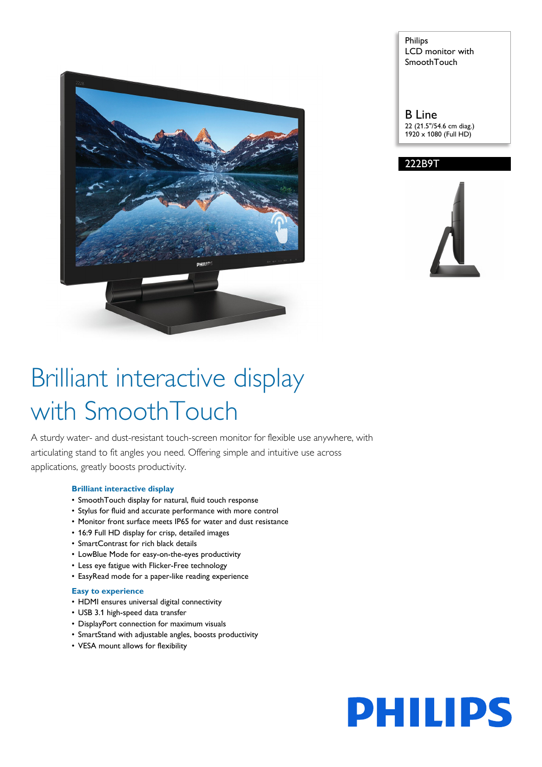Philips
LCD monitor with SmoothTouch

B Line
22 (21.5"/54.6 cm diag.)
1920 x 1080 (Full HD)

222B9T

# Brilliant interactive display with SmoothTouch

A sturdy water- and dust-resistant touch-screen monitor for flexible use anywhere, with articulating stand to fit angles you need. Offering simple and intuitive use across applications, greatly boosts productivity.

### Brilliant interactive display

- SmoothTouch display for natural, fluid touch response
- Stylus for fluid and accurate performance with more control
- Monitor front surface meets IP65 for water and dust resistance
- 16:9 Full HD display for crisp, detailed images
- SmartContrast for rich black details
- LowBlue Mode for easy-on-the-eyes productivity
- Less eye fatigue with Flicker-Free technology
- EasyRead mode for a paper-like reading experience

### Easy to experience

- HDMI ensures universal digital connectivity
- USB 3.1 high-speed data transfer
- DisplayPort connection for maximum visuals
- SmartStand with adjustable angles, boosts productivity
- VESA mount allows for flexibility

PHILIPS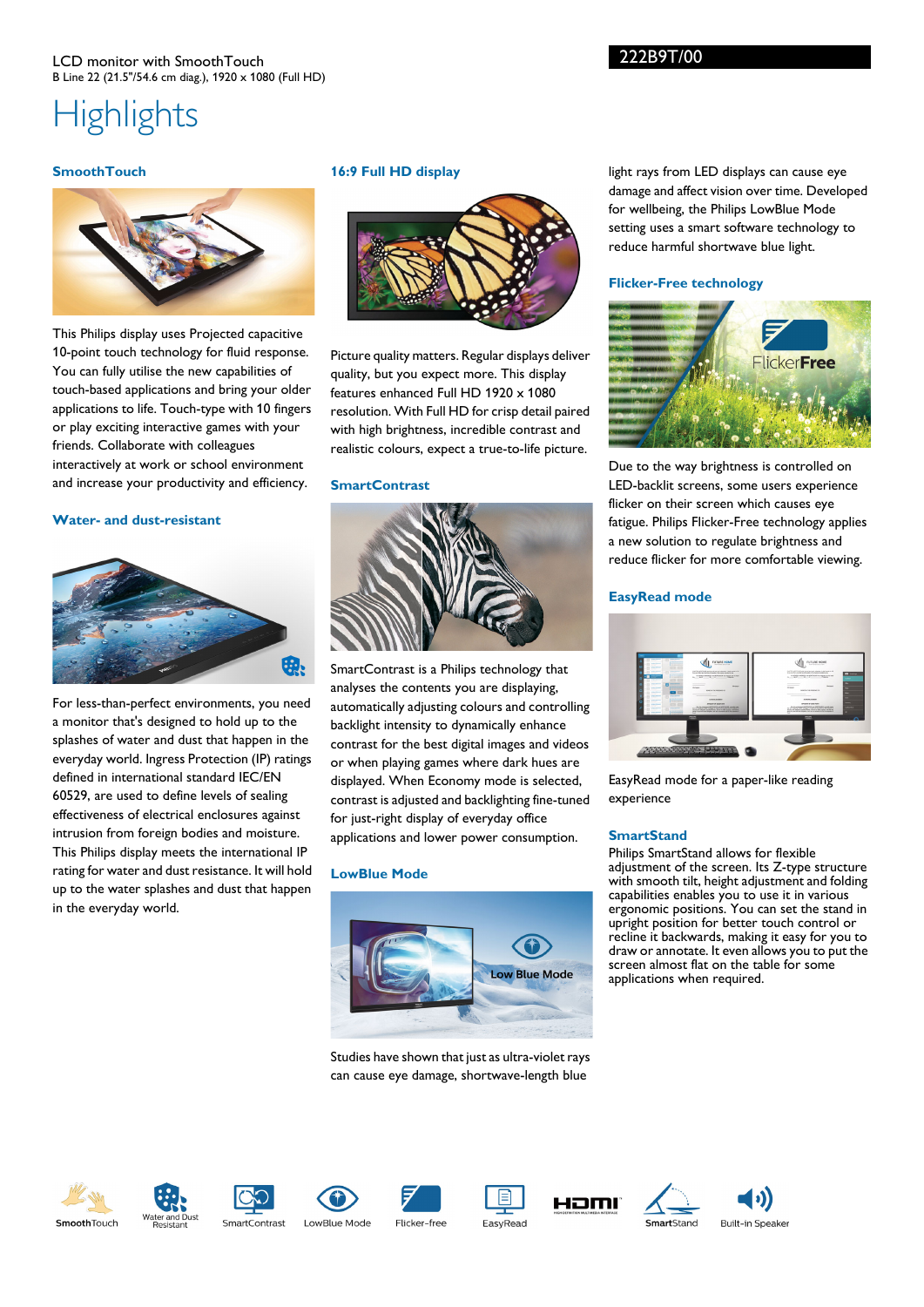LCD monitor with SmoothTouch
B Line 22 (21.5"/54.6 cm diag.), 1920 x 1080 (Full HD)

222B9T/00

# Highlights

### SmoothTouch

This Philips display uses Projected capacitive 10-point touch technology for fluid response. You can fully utilise the new capabilities of touch-based applications and bring your older applications to life. Touch-type with 10 fingers or play exciting interactive games with your friends. Collaborate with colleagues interactively at work or school environment and increase your productivity and efficiency.

### Water- and dust-resistant

For less-than-perfect environments, you need a monitor that's designed to hold up to the splashes of water and dust that happen in the everyday world. Ingress Protection (IP) ratings defined in international standard IEC/EN 60529, are used to define levels of sealing effectiveness of electrical enclosures against intrusion from foreign bodies and moisture. This Philips display meets the international IP rating for water and dust resistance. It will hold up to the water splashes and dust that happen in the everyday world.

### 16:9 Full HD display

Picture quality matters. Regular displays deliver quality, but you expect more. This display features enhanced Full HD 1920 x 1080 resolution. With Full HD for crisp detail paired with high brightness, incredible contrast and realistic colours, expect a true-to-life picture.

### SmartContrast

SmartContrast is a Philips technology that analyses the contents you are displaying, automatically adjusting colours and controlling backlight intensity to dynamically enhance contrast for the best digital images and videos or when playing games where dark hues are displayed. When Economy mode is selected, contrast is adjusted and backlighting fine-tuned for just-right display of everyday office applications and lower power consumption.

### LowBlue Mode

Studies have shown that just as ultra-violet rays can cause eye damage, shortwave-length blue light rays from LED displays can cause eye damage and affect vision over time. Developed for wellbeing, the Philips LowBlue Mode setting uses a smart software technology to reduce harmful shortwave blue light.

### Flicker-Free technology

Due to the way brightness is controlled on LED-backlit screens, some users experience flicker on their screen which causes eye fatigue. Philips Flicker-Free technology applies a new solution to regulate brightness and reduce flicker for more comfortable viewing.

### EasyRead mode

EasyRead mode for a paper-like reading experience

### SmartStand

Philips SmartStand allows for flexible adjustment of the screen. Its Z-type structure with smooth tilt, height adjustment and folding capabilities enables you to use it in various ergonomic positions. You can set the stand in upright position for better touch control or recline it backwards, making it easy for you to draw or annotate. It even allows you to put the screen almost flat on the table for some applications when required.

SmoothTouch · Water and Dust Resistant · SmartContrast · LowBlue Mode · Flicker-free · EasyRead · HDMI · SmartStand · Built-in Speaker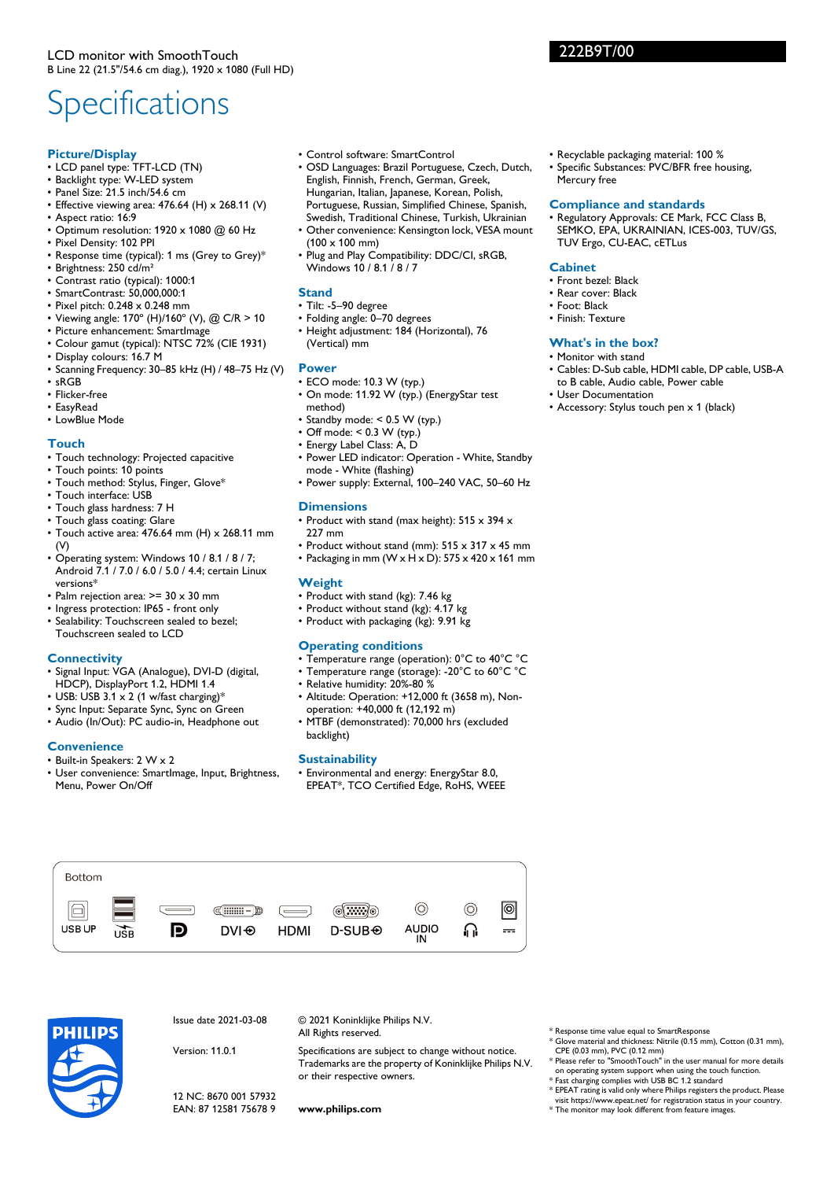LCD monitor with SmoothTouch
B Line 22 (21.5"/54.6 cm diag.), 1920 x 1080 (Full HD)

222B9T/00

# Specifications

## Picture/Display

- LCD panel type: TFT-LCD (TN)
- Backlight type: W-LED system
- Panel Size: 21.5 inch/54.6 cm
- Effective viewing area: 476.64 (H) x 268.11 (V)
- Aspect ratio: 16:9
- Optimum resolution: 1920 x 1080 @ 60 Hz
- Pixel Density: 102 PPI
- Response time (typical): 1 ms (Grey to Grey)*
- Brightness: 250 cd/m²
- Contrast ratio (typical): 1000:1
- SmartContrast: 50,000,000:1
- Pixel pitch: 0.248 x 0.248 mm
- Viewing angle: 170º (H)/160º (V), @ C/R > 10
- Picture enhancement: SmartImage
- Colour gamut (typical): NTSC 72% (CIE 1931)
- Display colours: 16.7 M
- Scanning Frequency: 30–85 kHz (H) / 48–75 Hz (V)
- sRGB
- Flicker-free
- EasyRead
- LowBlue Mode

## Touch

- Touch technology: Projected capacitive
- Touch points: 10 points
- Touch method: Stylus, Finger, Glove*
- Touch interface: USB
- Touch glass hardness: 7 H
- Touch glass coating: Glare
- Touch active area: 476.64 mm (H) x 268.11 mm (V)
- Operating system: Windows 10 / 8.1 / 8 / 7; Android 7.1 / 7.0 / 6.0 / 5.0 / 4.4; certain Linux versions*
- Palm rejection area: >= 30 x 30 mm
- Ingress protection: IP65 - front only
- Sealability: Touchscreen sealed to bezel; Touchscreen sealed to LCD

## Connectivity

- Signal Input: VGA (Analogue), DVI-D (digital, HDCP), DisplayPort 1.2, HDMI 1.4
- USB: USB 3.1 x 2 (1 w/fast charging)*
- Sync Input: Separate Sync, Sync on Green
- Audio (In/Out): PC audio-in, Headphone out

## Convenience

- Built-in Speakers: 2 W x 2
- User convenience: SmartImage, Input, Brightness, Menu, Power On/Off
- Control software: SmartControl
- OSD Languages: Brazil Portuguese, Czech, Dutch, English, Finnish, French, German, Greek, Hungarian, Italian, Japanese, Korean, Polish, Portuguese, Russian, Simplified Chinese, Spanish, Swedish, Traditional Chinese, Turkish, Ukrainian
- Other convenience: Kensington lock, VESA mount (100 x 100 mm)
- Plug and Play Compatibility: DDC/CI, sRGB, Windows 10 / 8.1 / 8 / 7

## Stand

- Tilt: -5–90 degree
- Folding angle: 0–70 degrees
- Height adjustment: 184 (Horizontal), 76 (Vertical) mm

## Power

- ECO mode: 10.3 W (typ.)
- On mode: 11.92 W (typ.) (EnergyStar test method)
- Standby mode: < 0.5 W (typ.)
- Off mode: < 0.3 W (typ.)
- Energy Label Class: A, D
- Power LED indicator: Operation - White, Standby mode - White (flashing)
- Power supply: External, 100–240 VAC, 50–60 Hz

## Dimensions

- Product with stand (max height): 515 x 394 x 227 mm
- Product without stand (mm): 515 x 317 x 45 mm
- Packaging in mm (W x H x D): 575 x 420 x 161 mm

## Weight

- Product with stand (kg): 7.46 kg
- Product without stand (kg): 4.17 kg
- Product with packaging (kg): 9.91 kg

## Operating conditions

- Temperature range (operation): 0°C to 40°C °C
- Temperature range (storage): -20°C to 60°C °C
- Relative humidity: 20%-80 %
- Altitude: Operation: +12,000 ft (3658 m), Non-operation: +40,000 ft (12,192 m)
- MTBF (demonstrated): 70,000 hrs (excluded backlight)

## Sustainability

- Environmental and energy: EnergyStar 8.0, EPEAT*, TCO Certified Edge, RoHS, WEEE
- Recyclable packaging material: 100 %
- Specific Substances: PVC/BFR free housing, Mercury free

## Compliance and standards

- Regulatory Approvals: CE Mark, FCC Class B, SEMKO, EPA, UKRAINIAN, ICES-003, TUV/GS, TUV Ergo, CU-EAC, cETLus

## Cabinet

- Front bezel: Black
- Rear cover: Black
- Foot: Black
- Finish: Texture

## What's in the box?

- Monitor with stand
- Cables: D-Sub cable, HDMI cable, DP cable, USB-A to B cable, Audio cable, Power cable
- User Documentation
- Accessory: Stylus touch pen x 1 (black)

Bottom

USB UP
USB
DVI
HDMI
D-SUB
AUDIO IN

Issue date 2021-03-08

Version: 11.0.1

12 NC: 8670 001 57932
EAN: 87 12581 75678 9

© 2021 Koninklijke Philips N.V.
All Rights reserved.

Specifications are subject to change without notice. Trademarks are the property of Koninklijke Philips N.V. or their respective owners.

www.philips.com

\* Response time value equal to SmartResponse
\* Glove material and thickness: Nitrile (0.15 mm), Cotton (0.31 mm), CPE (0.03 mm), PVC (0.12 mm)
\* Please refer to "SmoothTouch" in the user manual for more details on operating system support when using the touch function.
\* Fast charging complies with USB BC 1.2 standard
\* EPEAT rating is valid only where Philips registers the product. Please visit https://www.epeat.net/ for registration status in your country.
\* The monitor may look different from feature images.